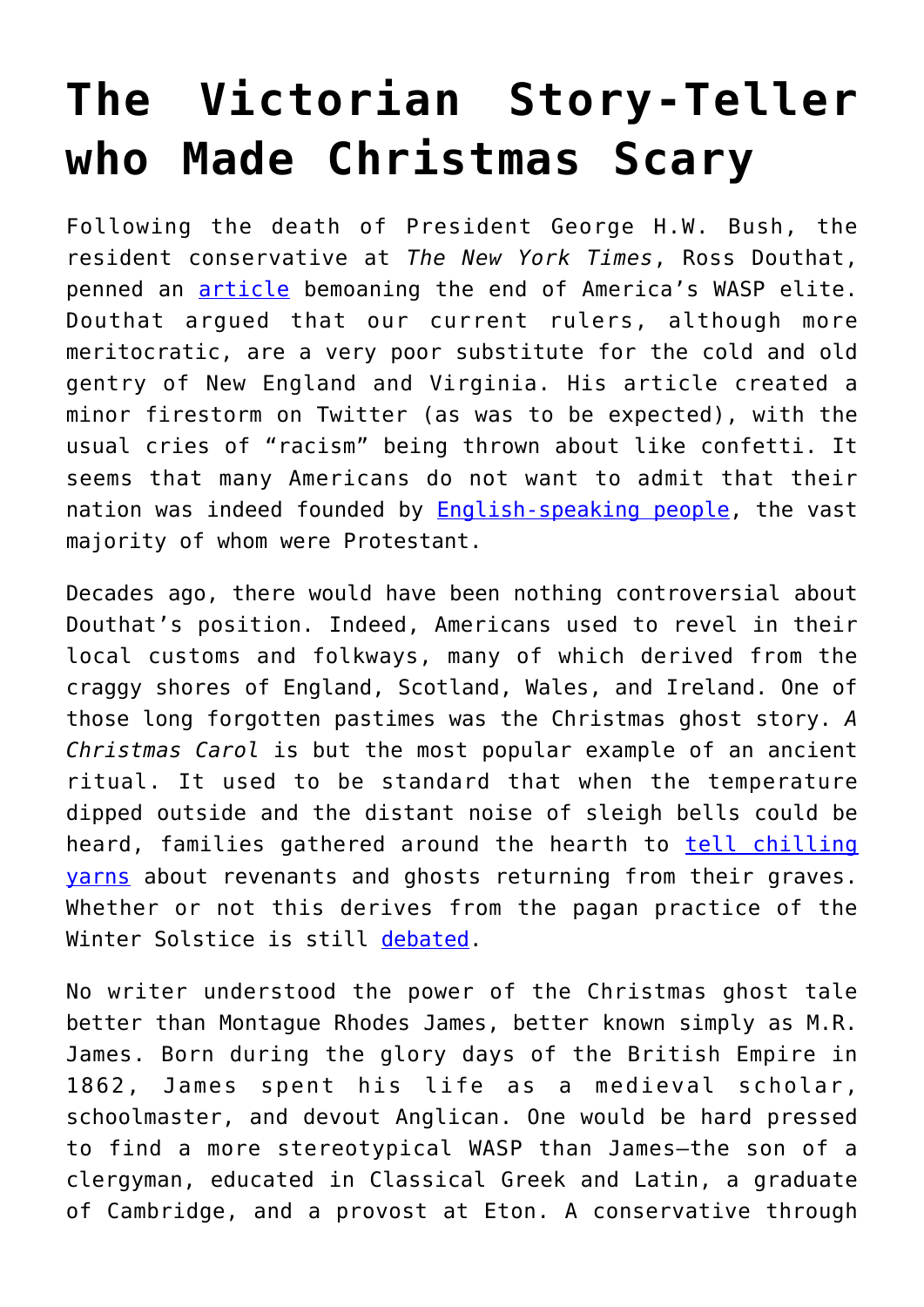# The Victorian Story-Teller who Made Christmas Scary

Following the death of President George H.W. Bush, the resident conservative at *The New York Times*, Ross Douthat, penned an [article](#) bemoaning the end of America's WASP elite. Douthat argued that our current rulers, although more meritocratic, are a very poor substitute for the cold and old gentry of New England and Virginia. His article created a minor firestorm on Twitter (as was to be expected), with the usual cries of "racism" being thrown about like confetti. It seems that many Americans do not want to admit that their nation was indeed founded by [English-speaking people](#), the vast majority of whom were Protestant.

Decades ago, there would have been nothing controversial about Douthat's position. Indeed, Americans used to revel in their local customs and folkways, many of which derived from the craggy shores of England, Scotland, Wales, and Ireland. One of those long forgotten pastimes was the Christmas ghost story. *A Christmas Carol* is but the most popular example of an ancient ritual. It used to be standard that when the temperature dipped outside and the distant noise of sleigh bells could be heard, families gathered around the hearth to [tell chilling yarns](#) about revenants and ghosts returning from their graves. Whether or not this derives from the pagan practice of the Winter Solstice is still [debated](#).

No writer understood the power of the Christmas ghost tale better than Montague Rhodes James, better known simply as M.R. James. Born during the glory days of the British Empire in 1862, James spent his life as a medieval scholar, schoolmaster, and devout Anglican. One would be hard pressed to find a more stereotypical WASP than James—the son of a clergyman, educated in Classical Greek and Latin, a graduate of Cambridge, and a provost at Eton. A conservative through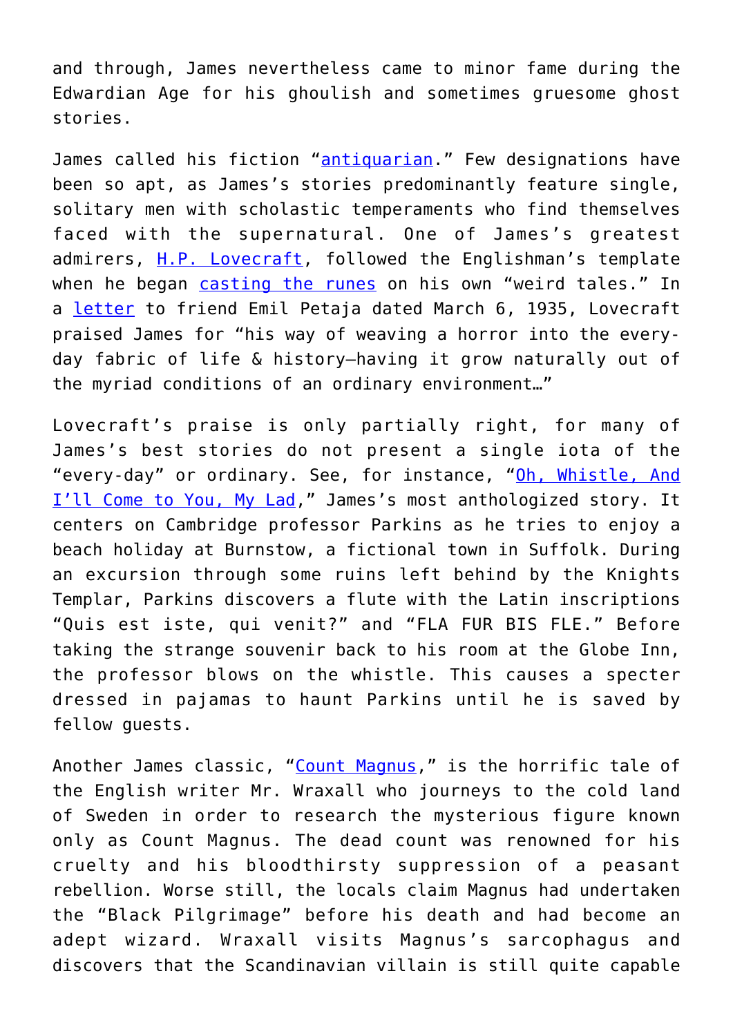and through, James nevertheless came to minor fame during the Edwardian Age for his ghoulish and sometimes gruesome ghost stories.

James called his fiction "antiquarian." Few designations have been so apt, as James's stories predominantly feature single, solitary men with scholastic temperaments who find themselves faced with the supernatural. One of James's greatest admirers, H.P. Lovecraft, followed the Englishman's template when he began casting the runes on his own "weird tales." In a letter to friend Emil Petaja dated March 6, 1935, Lovecraft praised James for "his way of weaving a horror into the every-day fabric of life & history—having it grow naturally out of the myriad conditions of an ordinary environment…"

Lovecraft's praise is only partially right, for many of James's best stories do not present a single iota of the "every-day" or ordinary. See, for instance, "Oh, Whistle, And I'll Come to You, My Lad," James's most anthologized story. It centers on Cambridge professor Parkins as he tries to enjoy a beach holiday at Burnstow, a fictional town in Suffolk. During an excursion through some ruins left behind by the Knights Templar, Parkins discovers a flute with the Latin inscriptions "Quis est iste, qui venit?" and "FLA FUR BIS FLE." Before taking the strange souvenir back to his room at the Globe Inn, the professor blows on the whistle. This causes a specter dressed in pajamas to haunt Parkins until he is saved by fellow guests.

Another James classic, "Count Magnus," is the horrific tale of the English writer Mr. Wraxall who journeys to the cold land of Sweden in order to research the mysterious figure known only as Count Magnus. The dead count was renowned for his cruelty and his bloodthirsty suppression of a peasant rebellion. Worse still, the locals claim Magnus had undertaken the "Black Pilgrimage" before his death and had become an adept wizard. Wraxall visits Magnus's sarcophagus and discovers that the Scandinavian villain is still quite capable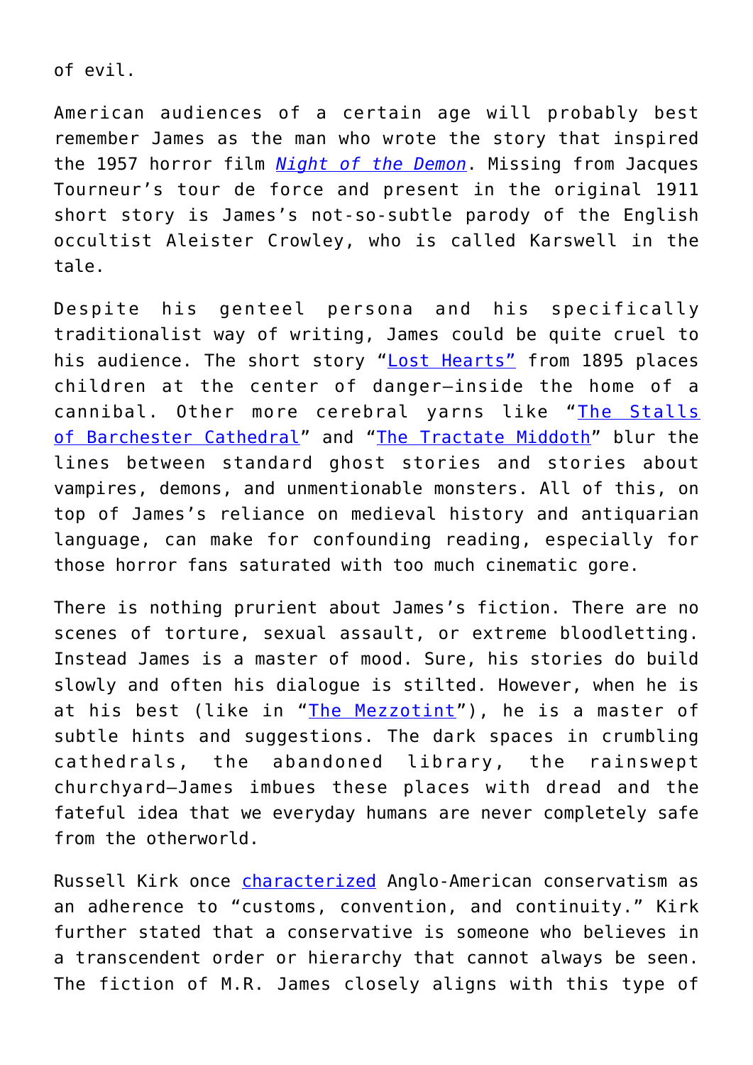of evil.

American audiences of a certain age will probably best remember James as the man who wrote the story that inspired the 1957 horror film *Night of the Demon*. Missing from Jacques Tourneur's tour de force and present in the original 1911 short story is James's not-so-subtle parody of the English occultist Aleister Crowley, who is called Karswell in the tale.

Despite his genteel persona and his specifically traditionalist way of writing, James could be quite cruel to his audience. The short story "Lost Hearts" from 1895 places children at the center of danger—inside the home of a cannibal. Other more cerebral yarns like "The Stalls of Barchester Cathedral" and "The Tractate Middoth" blur the lines between standard ghost stories and stories about vampires, demons, and unmentionable monsters. All of this, on top of James's reliance on medieval history and antiquarian language, can make for confounding reading, especially for those horror fans saturated with too much cinematic gore.

There is nothing prurient about James's fiction. There are no scenes of torture, sexual assault, or extreme bloodletting. Instead James is a master of mood. Sure, his stories do build slowly and often his dialogue is stilted. However, when he is at his best (like in "The Mezzotint"), he is a master of subtle hints and suggestions. The dark spaces in crumbling cathedrals, the abandoned library, the rainswept churchyard—James imbues these places with dread and the fateful idea that we everyday humans are never completely safe from the otherworld.

Russell Kirk once characterized Anglo-American conservatism as an adherence to "customs, convention, and continuity." Kirk further stated that a conservative is someone who believes in a transcendent order or hierarchy that cannot always be seen. The fiction of M.R. James closely aligns with this type of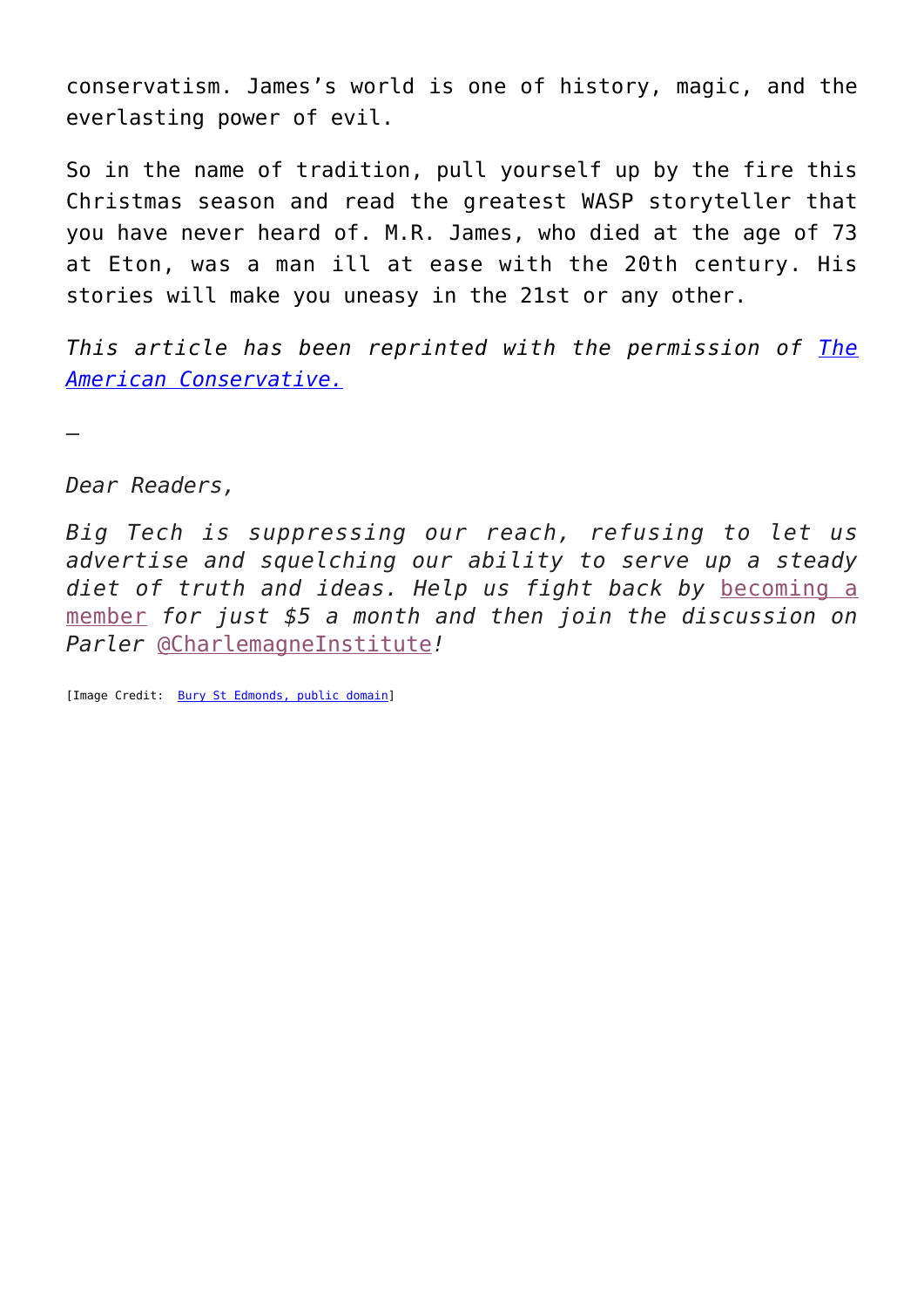conservatism. James's world is one of history, magic, and the everlasting power of evil.

So in the name of tradition, pull yourself up by the fire this Christmas season and read the greatest WASP storyteller that you have never heard of. M.R. James, who died at the age of 73 at Eton, was a man ill at ease with the 20th century. His stories will make you uneasy in the 21st or any other.

*This article has been reprinted with the permission of [The American Conservative.](#)*

—

*Dear Readers,*

*Big Tech is suppressing our reach, refusing to let us advertise and squelching our ability to serve up a steady diet of truth and ideas. Help us fight back by [becoming a member](#) for just $5 a month and then join the discussion on Parler [@CharlemagneInstitute](#)!*

[Image Credit: [Bury St Edmonds, public domain](#)]